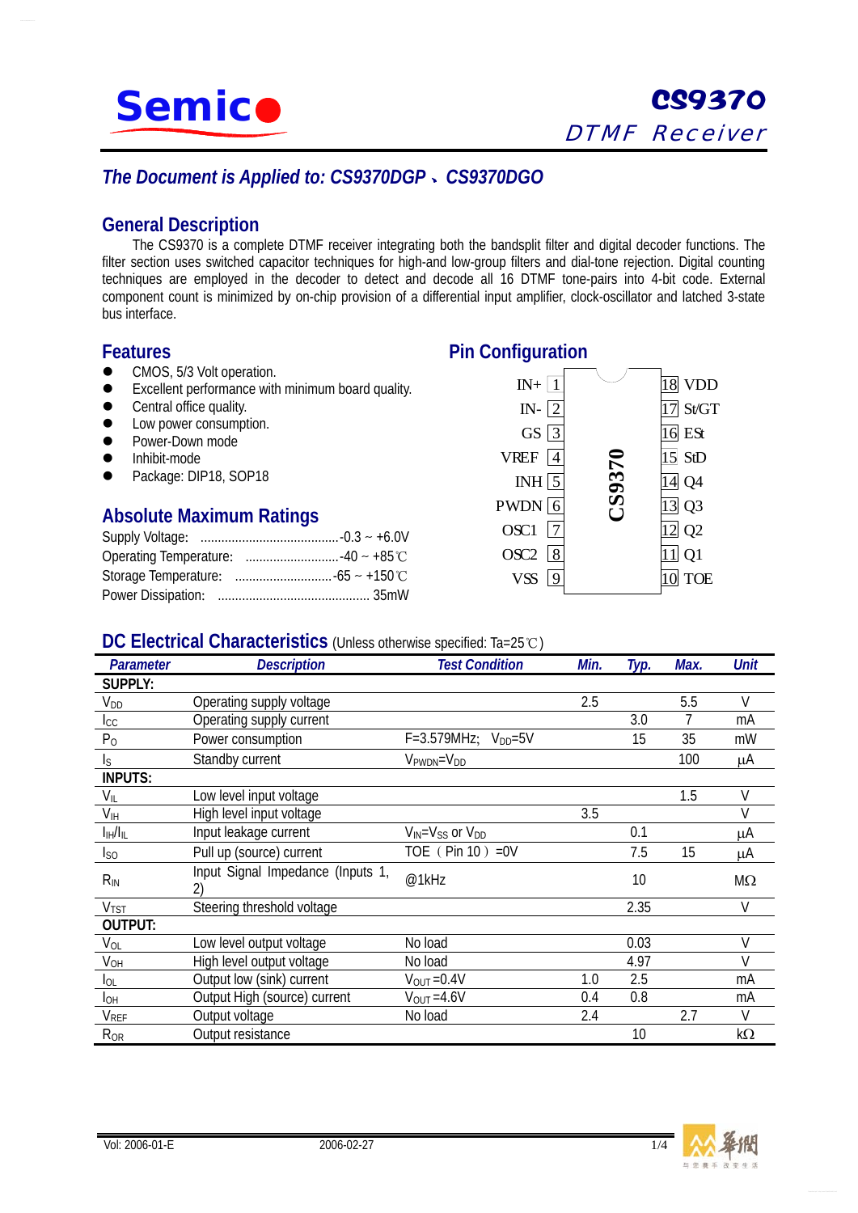# Semico

**CS9370**
*DTMF Receiver*

### *The Document is Applied to: CS9370DGP、CS9370DGO*

## General Description

The CS9370 is a complete DTMF receiver integrating both the bandsplit filter and digital decoder functions. The filter section uses switched capacitor techniques for high-and low-group filters and dial-tone rejection. Digital counting techniques are employed in the decoder to detect and decode all 16 DTMF tone-pairs into 4-bit code. External component count is minimized by on-chip provision of a differential input amplifier, clock-oscillator and latched 3-state bus interface.

## Features

- CMOS, 5/3 Volt operation.
- Excellent performance with minimum board quality.
- Central office quality.
- Low power consumption.
- Power-Down mode
- Inhibit-mode
- Package: DIP18, SOP18

## Absolute Maximum Ratings

Supply Voltage: ........................................-0.3 ~ +6.0V
Operating Temperature: ...........................-40 ~ +85℃
Storage Temperature: ............................-65 ~ +150℃
Power Dissipation: ............................................ 35mW

## Pin Configuration

CS9370

| Pin | Name | Pin | Name |
|---|---|---|---|
| 1 | IN+ | 18 | VDD |
| 2 | IN- | 17 | St/GT |
| 3 | GS | 16 | ESt |
| 4 | VREF | 15 | StD |
| 5 | INH | 14 | Q4 |
| 6 | PWDN | 13 | Q3 |
| 7 | OSC1 | 12 | Q2 |
| 8 | OSC2 | 11 | Q1 |
| 9 | VSS | 10 | TOE |

## DC Electrical Characteristics (Unless otherwise specified: Ta=25℃)

| Parameter | Description | Test Condition | Min. | Typ. | Max. | Unit |
|---|---|---|---|---|---|---|
| **SUPPLY:** | | | | | | |
| $V_{DD}$ | Operating supply voltage | | 2.5 | | 5.5 | V |
| $I_{CC}$ | Operating supply current | | | 3.0 | 7 | mA |
| $P_O$ | Power consumption | F=3.579MHz; $V_{DD}$=5V | | 15 | 35 | mW |
| $I_S$ | Standby current | $V_{PWDN}$=$V_{DD}$ | | | 100 | μA |
| **INPUTS:** | | | | | | |
| $V_{IL}$ | Low level input voltage | | | | 1.5 | V |
| $V_{IH}$ | High level input voltage | | 3.5 | | | V |
| $I_{IH}/I_{IL}$ | Input leakage current | $V_{IN}$=$V_{SS}$ or $V_{DD}$ | | 0.1 | | μA |
| $I_{SO}$ | Pull up (source) current | TOE（Pin 10）=0V | | 7.5 | 15 | μA |
| $R_{IN}$ | Input Signal Impedance (Inputs 1, 2) | @1kHz | | 10 | | MΩ |
| $V_{TST}$ | Steering threshold voltage | | | 2.35 | | V |
| **OUTPUT:** | | | | | | |
| $V_{OL}$ | Low level output voltage | No load | | 0.03 | | V |
| $V_{OH}$ | High level output voltage | No load | | 4.97 | | V |
| $I_{OL}$ | Output low (sink) current | $V_{OUT}$=0.4V | 1.0 | 2.5 | | mA |
| $I_{OH}$ | Output High (source) current | $V_{OUT}$=4.6V | 0.4 | 0.8 | | mA |
| $V_{REF}$ | Output voltage | No load | 2.4 | | 2.7 | V |
| $R_{OR}$ | Output resistance | | | 10 | | kΩ |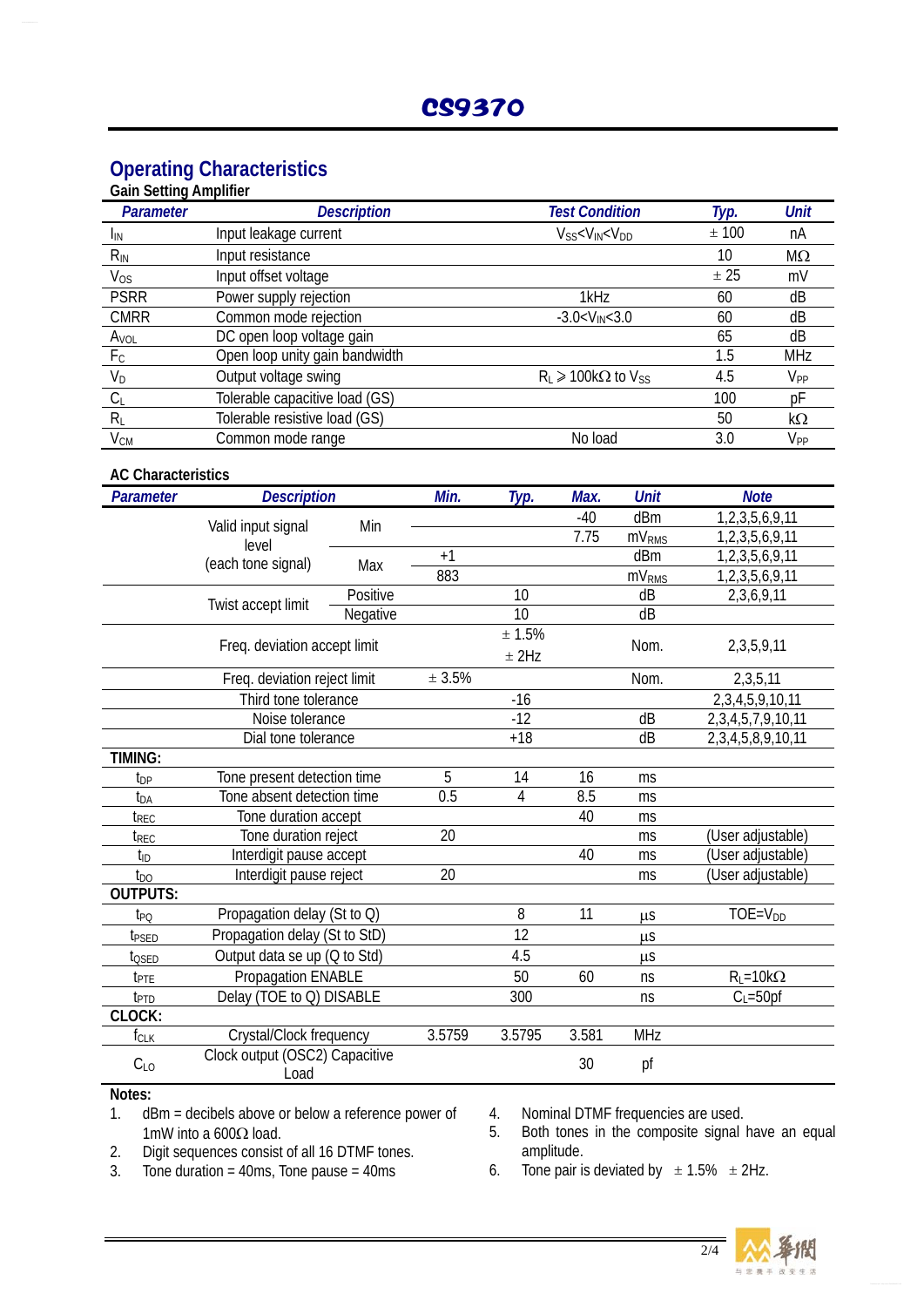# CS9370

## Operating Characteristics

### Gain Setting Amplifier

| Parameter | Description | Test Condition | Typ. | Unit |
|---|---|---|---|---|
| $I_{IN}$ | Input leakage current | $V_{SS}<V_{IN}<V_{DD}$ | ± 100 | nA |
| $R_{IN}$ | Input resistance | | 10 | MΩ |
| $V_{OS}$ | Input offset voltage | | ± 25 | mV |
| PSRR | Power supply rejection | 1kHz | 60 | dB |
| CMRR | Common mode rejection | $-3.0<V_{IN}<3.0$ | 60 | dB |
| $A_{VOL}$ | DC open loop voltage gain | | 65 | dB |
| $F_C$ | Open loop unity gain bandwidth | | 1.5 | MHz |
| $V_D$ | Output voltage swing | $R_L \geqslant 100k\Omega$ to $V_{SS}$ | 4.5 | $V_{PP}$ |
| $C_L$ | Tolerable capacitive load (GS) | | 100 | pF |
| $R_L$ | Tolerable resistive load (GS) | | 50 | kΩ |
| $V_{CM}$ | Common mode range | No load | 3.0 | $V_{PP}$ |

### AC Characteristics

| Parameter | Description | | Min. | Typ. | Max. | Unit | Note |
|---|---|---|---|---|---|---|---|
| | Valid input signal level (each tone signal) | Min | | | -40 | dBm | 1,2,3,5,6,9,11 |
| | | | | | 7.75 | $mV_{RMS}$ | 1,2,3,5,6,9,11 |
| | | Max | +1 | | | dBm | 1,2,3,5,6,9,11 |
| | | | 883 | | | $mV_{RMS}$ | 1,2,3,5,6,9,11 |
| | Twist accept limit | Positive | | 10 | | dB | 2,3,6,9,11 |
| | | Negative | | 10 | | dB | |
| | Freq. deviation accept limit | | | ± 1.5% ± 2Hz | | Nom. | 2,3,5,9,11 |
| | Freq. deviation reject limit | | ± 3.5% | | | Nom. | 2,3,5,11 |
| | Third tone tolerance | | | -16 | | | 2,3,4,5,9,10,11 |
| | Noise tolerance | | | -12 | | dB | 2,3,4,5,7,9,10,11 |
| | Dial tone tolerance | | | +18 | | dB | 2,3,4,5,8,9,10,11 |
| **TIMING:** | | | | | | | |
| $t_{DP}$ | Tone present detection time | | 5 | 14 | 16 | ms | |
| $t_{DA}$ | Tone absent detection time | | 0.5 | 4 | 8.5 | ms | |
| $t_{REC}$ | Tone duration accept | | | | 40 | ms | |
| $t_{REC}$ | Tone duration reject | | 20 | | | ms | (User adjustable) |
| $t_{ID}$ | Interdigit pause accept | | | | 40 | ms | (User adjustable) |
| $t_{DO}$ | Interdigit pause reject | | 20 | | | ms | (User adjustable) |
| **OUTPUTS:** | | | | | | | |
| $t_{PQ}$ | Propagation delay (St to Q) | | | 8 | 11 | µs | TOE=$V_{DD}$ |
| $t_{PSED}$ | Propagation delay (St to StD) | | | 12 | | µs | |
| $t_{QSED}$ | Output data se up (Q to Std) | | | 4.5 | | µs | |
| $t_{PTE}$ | Propagation ENABLE | | | 50 | 60 | ns | $R_L$=10kΩ |
| $t_{PTD}$ | Delay (TOE to Q) DISABLE | | | 300 | | ns | $C_L$=50pf |
| **CLOCK:** | | | | | | | |
| $f_{CLK}$ | Crystal/Clock frequency | | 3.5759 | 3.5795 | 3.581 | MHz | |
| $C_{LO}$ | Clock output (OSC2) Capacitive Load | | | | 30 | pf | |

**Notes:**

1. dBm = decibels above or below a reference power of 1mW into a 600Ω load.
2. Digit sequences consist of all 16 DTMF tones.
3. Tone duration = 40ms, Tone pause = 40ms
4. Nominal DTMF frequencies are used.
5. Both tones in the composite signal have an equal amplitude.
6. Tone pair is deviated by ± 1.5% ± 2Hz.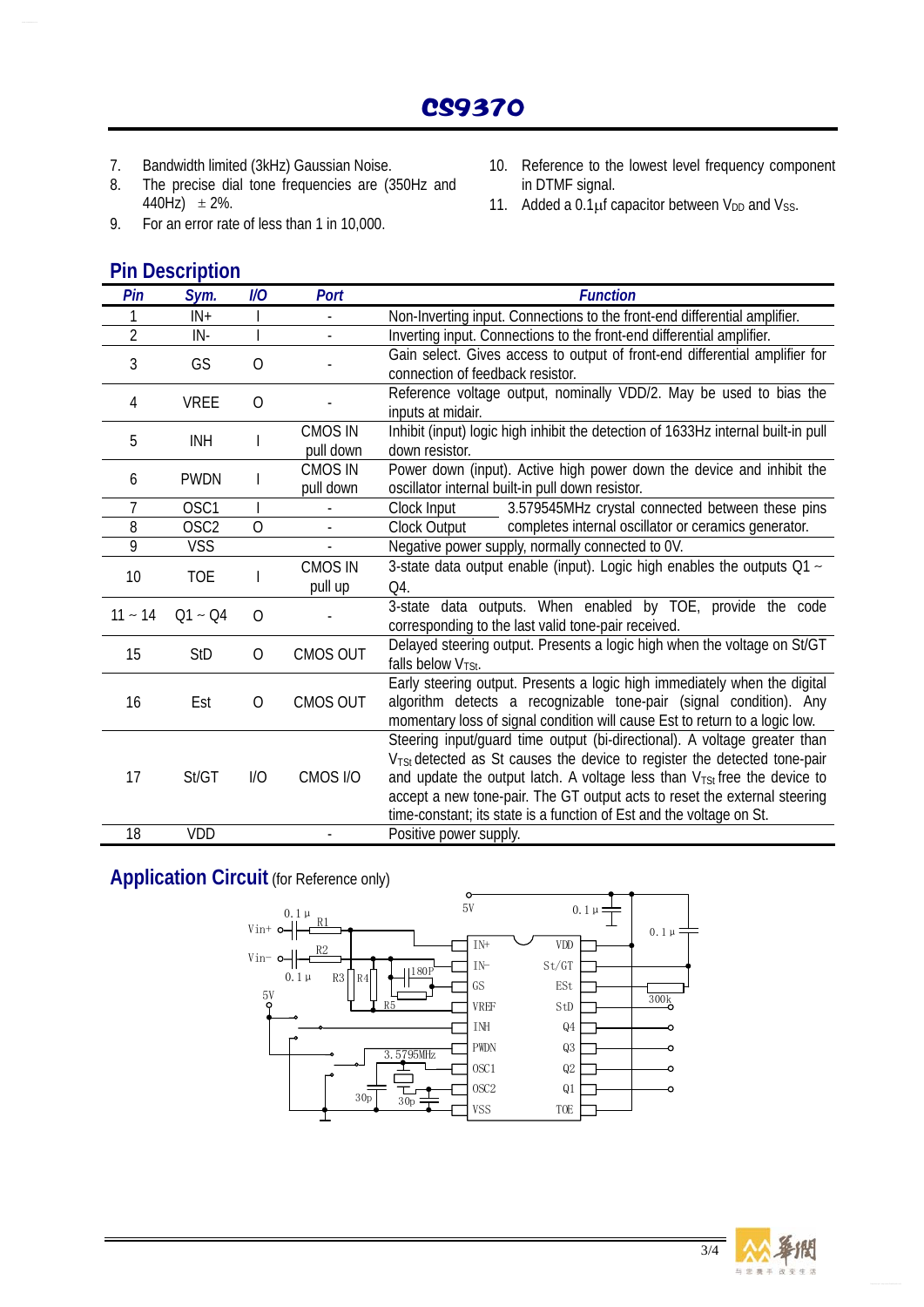7. Bandwidth limited (3kHz) Gaussian Noise.
8. The precise dial tone frequencies are (350Hz and 440Hz) ± 2%.
9. For an error rate of less than 1 in 10,000.
10. Reference to the lowest level frequency component in DTMF signal.
11. Added a 0.1µf capacitor between $V_{DD}$ and $V_{SS}$.

## Pin Description

| Pin | Sym. | I/O | Port | Function |
|---|---|---|---|---|
| 1 | IN+ | I | - | Non-Inverting input. Connections to the front-end differential amplifier. |
| 2 | IN- | I | - | Inverting input. Connections to the front-end differential amplifier. |
| 3 | GS | O | - | Gain select. Gives access to output of front-end differential amplifier for connection of feedback resistor. |
| 4 | VREE | O | - | Reference voltage output, nominally VDD/2. May be used to bias the inputs at midair. |
| 5 | INH | I | CMOS IN pull down | Inhibit (input) logic high inhibit the detection of 1633Hz internal built-in pull down resistor. |
| 6 | PWDN | I | CMOS IN pull down | Power down (input). Active high power down the device and inhibit the oscillator internal built-in pull down resistor. |
| 7 | OSC1 | I | - | Clock Input — 3.579545MHz crystal connected between these pins completes internal oscillator or ceramics generator. |
| 8 | OSC2 | O | - | Clock Output |
| 9 | VSS | | - | Negative power supply, normally connected to 0V. |
| 10 | TOE | I | CMOS IN pull up | 3-state data output enable (input). Logic high enables the outputs Q1 ~ Q4. |
| 11 ~ 14 | Q1 ~ Q4 | O | - | 3-state data outputs. When enabled by TOE, provide the code corresponding to the last valid tone-pair received. |
| 15 | StD | O | CMOS OUT | Delayed steering output. Presents a logic high when the voltage on St/GT falls below $V_{TSt}$. |
| 16 | Est | O | CMOS OUT | Early steering output. Presents a logic high immediately when the digital algorithm detects a recognizable tone-pair (signal condition). Any momentary loss of signal condition will cause Est to return to a logic low. |
| 17 | St/GT | I/O | CMOS I/O | Steering input/guard time output (bi-directional). A voltage greater than $V_{TSt}$ detected as St causes the device to register the detected tone-pair and update the output latch. A voltage less than $V_{TSt}$ free the device to accept a new tone-pair. The GT output acts to reset the external steering time-constant; its state is a function of Est and the voltage on St. |
| 18 | VDD | | - | Positive power supply. |

## Application Circuit (for Reference only)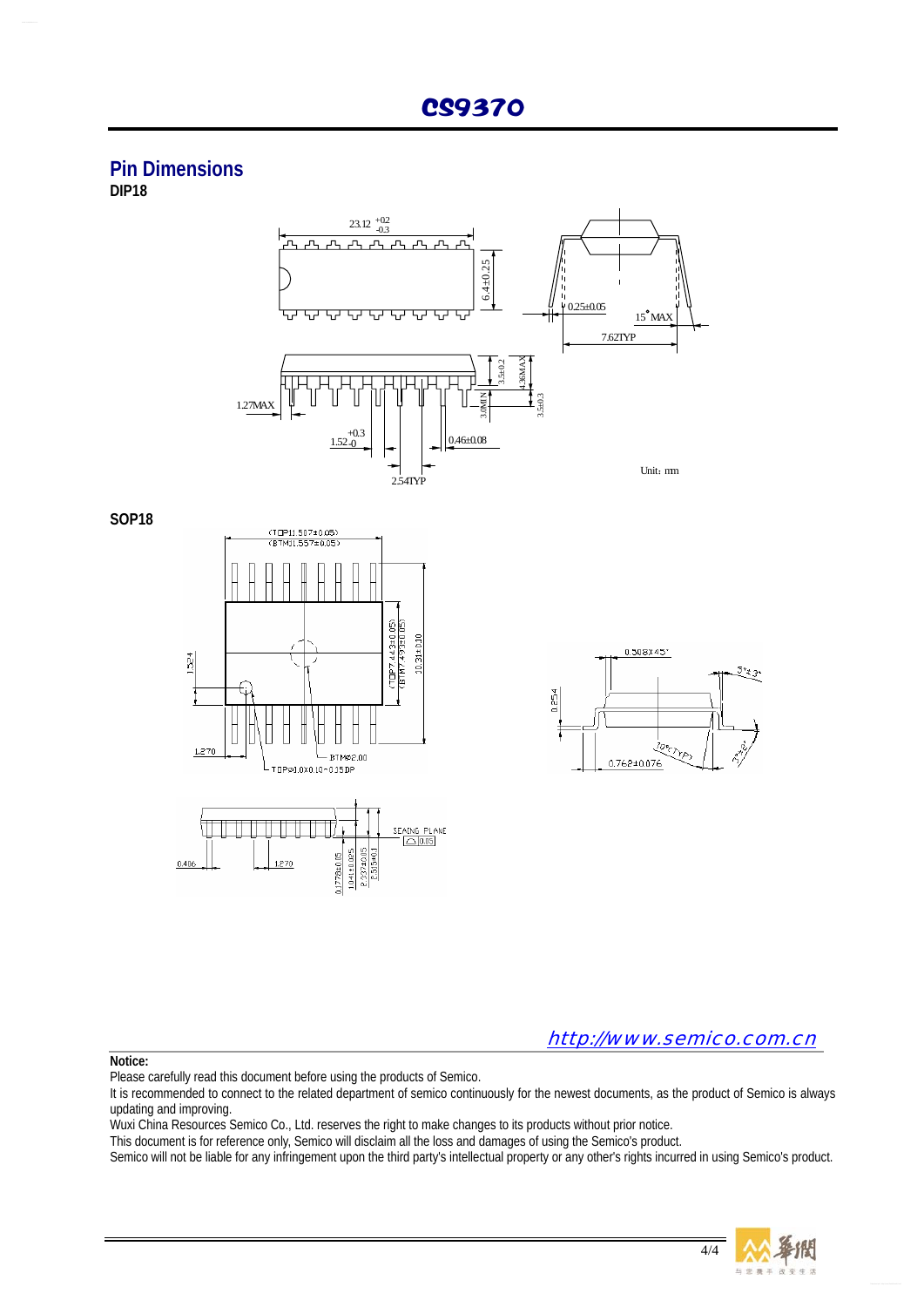# Pin Dimensions

**DIP18**

23.12 +0.2 -0.3

6.4±0.25

0.25±0.05

15° MAX

7.62TYP

3.5±0.2

4.36MAX

3.0MIN

3.5±0.3

1.27MAX

1.52 +0.3 -0

0.46±0.08

2.54TYP

Unit：mm

**SOP18**

(TOP11.507±0.05)
(BTM11.557±0.05)

(TOP7.443±0.05)
(BTM7.493±0.05)

10.31±0.10

1.524

1.270

BTM⌀2.00

TOP⌀1.0X0.10-0.05DP

0.508X45°

5°±3°

0.254

10°(TYP)

7°±2°

0.762±0.076

0.406

1.270

0.1778±0.05

1.041±0.025

2.337±0.05

2.515±0.1

SEATING PLANE

0.05

http://www.semico.com.cn

**Notice:**

Please carefully read this document before using the products of Semico.

It is recommended to connect to the related department of semico continuously for the newest documents, as the product of Semico is always updating and improving.

Wuxi China Resources Semico Co., Ltd. reserves the right to make changes to its products without prior notice.

This document is for reference only, Semico will disclaim all the loss and damages of using the Semico's product.

Semico will not be liable for any infringement upon the third party's intellectual property or any other's rights incurred in using Semico's product.